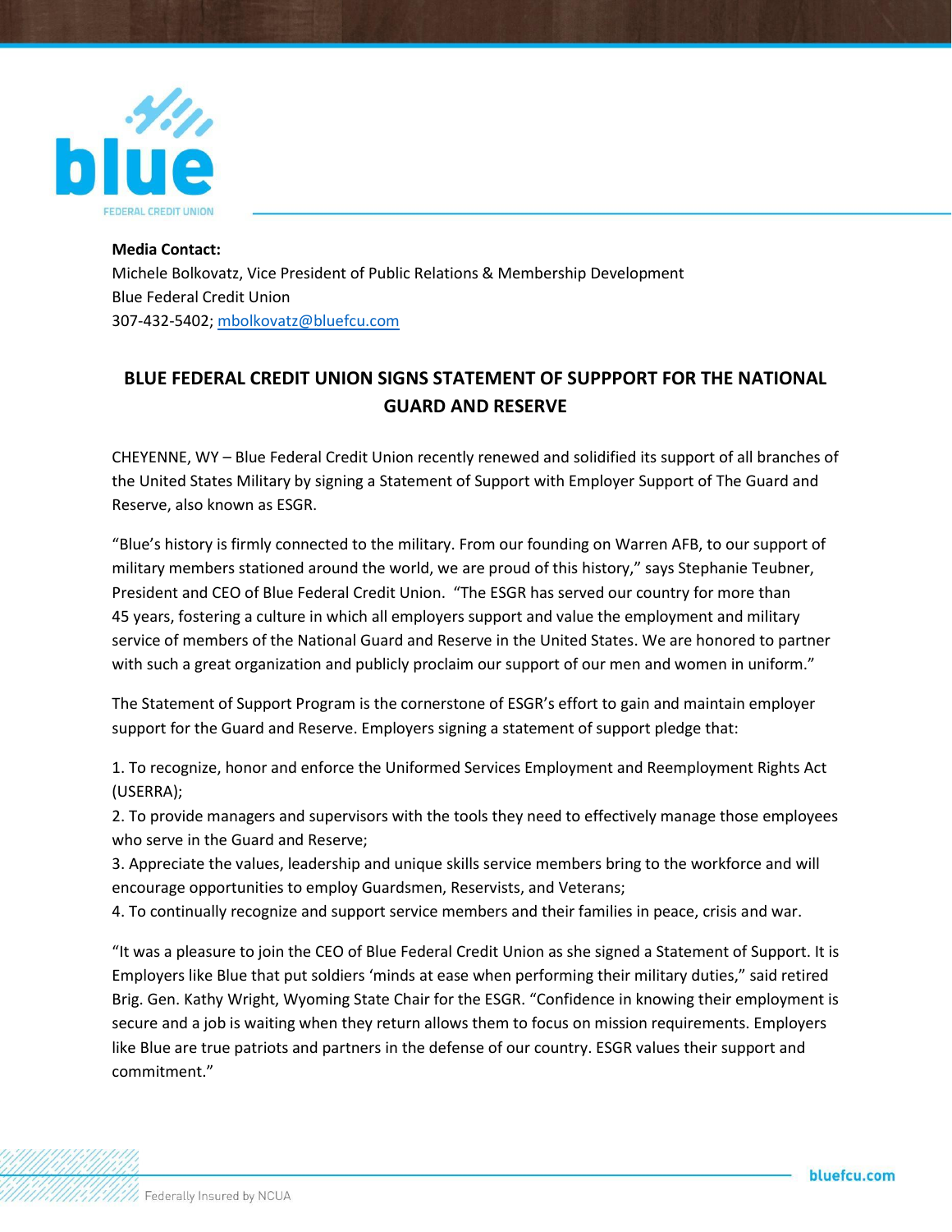**Media Contact:**
Michele Bolkovatz, Vice President of Public Relations & Membership Development
Blue Federal Credit Union
307-432-5402; mbolkovatz@bluefcu.com

## BLUE FEDERAL CREDIT UNION SIGNS STATEMENT OF SUPPPORT FOR THE NATIONAL GUARD AND RESERVE

CHEYENNE, WY – Blue Federal Credit Union recently renewed and solidified its support of all branches of the United States Military by signing a Statement of Support with Employer Support of The Guard and Reserve, also known as ESGR.

"Blue's history is firmly connected to the military. From our founding on Warren AFB, to our support of military members stationed around the world, we are proud of this history," says Stephanie Teubner, President and CEO of Blue Federal Credit Union. "The ESGR has served our country for more than 45 years, fostering a culture in which all employers support and value the employment and military service of members of the National Guard and Reserve in the United States. We are honored to partner with such a great organization and publicly proclaim our support of our men and women in uniform."

The Statement of Support Program is the cornerstone of ESGR's effort to gain and maintain employer support for the Guard and Reserve. Employers signing a statement of support pledge that:

1. To recognize, honor and enforce the Uniformed Services Employment and Reemployment Rights Act (USERRA);
2. To provide managers and supervisors with the tools they need to effectively manage those employees who serve in the Guard and Reserve;
3. Appreciate the values, leadership and unique skills service members bring to the workforce and will encourage opportunities to employ Guardsmen, Reservists, and Veterans;
4. To continually recognize and support service members and their families in peace, crisis and war.

"It was a pleasure to join the CEO of Blue Federal Credit Union as she signed a Statement of Support. It is Employers like Blue that put soldiers 'minds at ease when performing their military duties," said retired Brig. Gen. Kathy Wright, Wyoming State Chair for the ESGR. "Confidence in knowing their employment is secure and a job is waiting when they return allows them to focus on mission requirements. Employers like Blue are true patriots and partners in the defense of our country. ESGR values their support and commitment."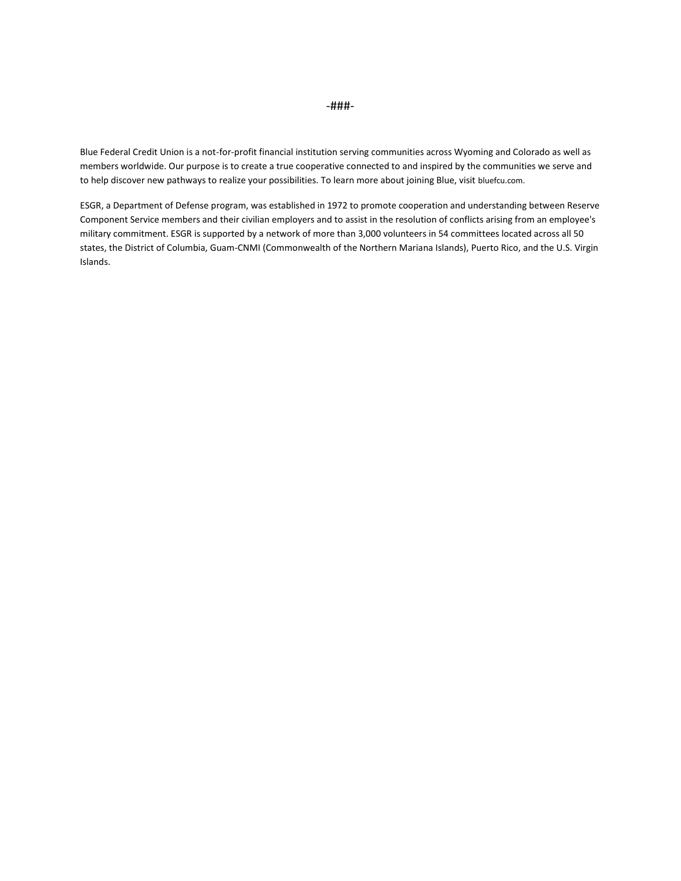-###-

Blue Federal Credit Union is a not-for-profit financial institution serving communities across Wyoming and Colorado as well as members worldwide. Our purpose is to create a true cooperative connected to and inspired by the communities we serve and to help discover new pathways to realize your possibilities. To learn more about joining Blue, visit bluefcu.com.

ESGR, a Department of Defense program, was established in 1972 to promote cooperation and understanding between Reserve Component Service members and their civilian employers and to assist in the resolution of conflicts arising from an employee's military commitment. ESGR is supported by a network of more than 3,000 volunteers in 54 committees located across all 50 states, the District of Columbia, Guam-CNMI (Commonwealth of the Northern Mariana Islands), Puerto Rico, and the U.S. Virgin Islands.